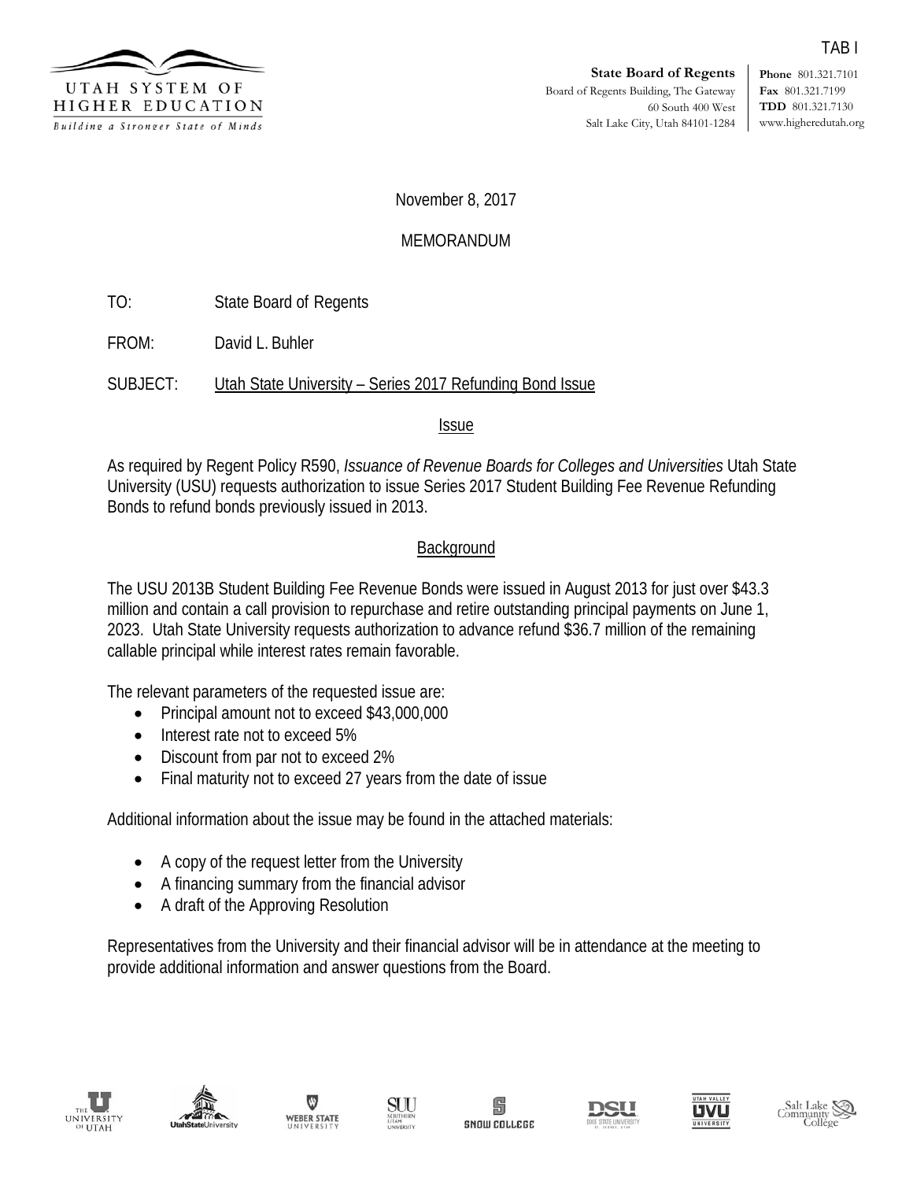TAB I

**UTAH SYSTEM OF HIGHER EDUCATION**
*Building a Stronger State of Minds*

**State Board of Regents**
Board of Regents Building, The Gateway
60 South 400 West
Salt Lake City, Utah 84101-1284

**Phone** 801.321.7101
**Fax** 801.321.7199
**TDD** 801.321.7130
www.higheredutah.org

November 8, 2017

MEMORANDUM

TO: State Board of Regents

FROM: David L. Buhler

SUBJECT: Utah State University – Series 2017 Refunding Bond Issue

## Issue

As required by Regent Policy R590, *Issuance of Revenue Boards for Colleges and Universities* Utah State University (USU) requests authorization to issue Series 2017 Student Building Fee Revenue Refunding Bonds to refund bonds previously issued in 2013.

## Background

The USU 2013B Student Building Fee Revenue Bonds were issued in August 2013 for just over $43.3 million and contain a call provision to repurchase and retire outstanding principal payments on June 1, 2023. Utah State University requests authorization to advance refund $36.7 million of the remaining callable principal while interest rates remain favorable.

The relevant parameters of the requested issue are:

- Principal amount not to exceed $43,000,000
- Interest rate not to exceed 5%
- Discount from par not to exceed 2%
- Final maturity not to exceed 27 years from the date of issue

Additional information about the issue may be found in the attached materials:

- A copy of the request letter from the University
- A financing summary from the financial advisor
- A draft of the Approving Resolution

Representatives from the University and their financial advisor will be in attendance at the meeting to provide additional information and answer questions from the Board.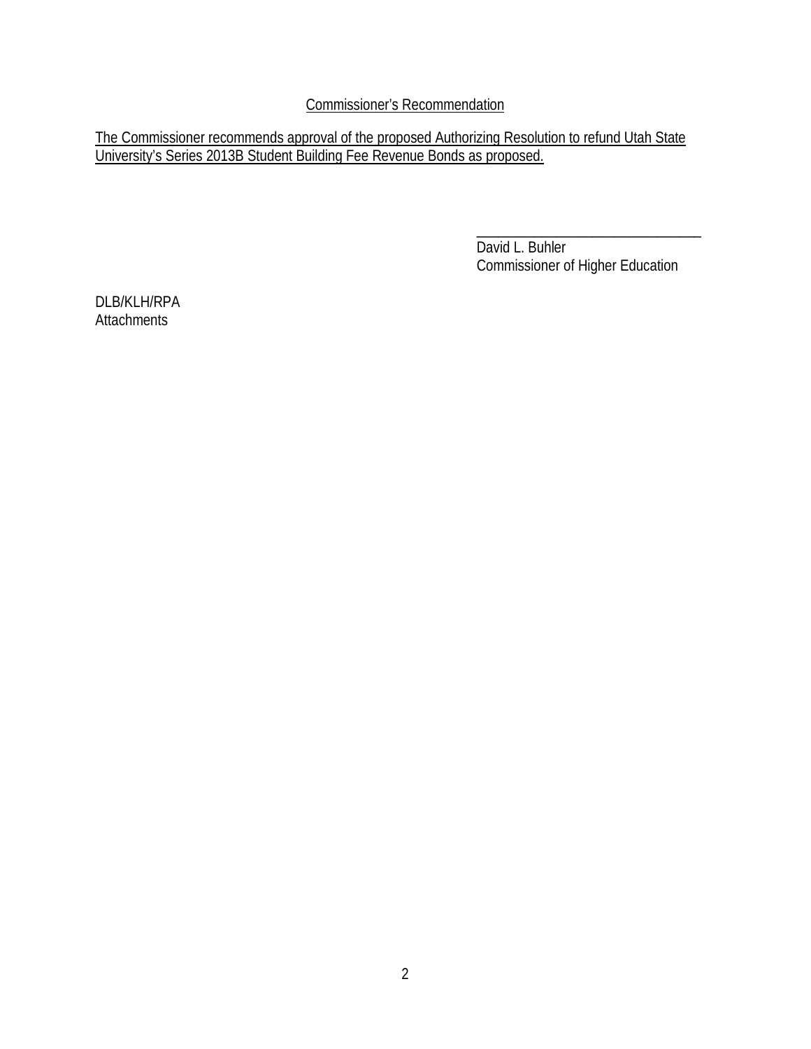Commissioner's Recommendation

The Commissioner recommends approval of the proposed Authorizing Resolution to refund Utah State University's Series 2013B Student Building Fee Revenue Bonds as proposed.

\_\_\_\_\_\_\_\_\_\_\_\_\_\_\_\_\_\_\_\_\_\_\_\_\_\_\_\_\_\_\_\_
David L. Buhler
Commissioner of Higher Education

DLB/KLH/RPA
Attachments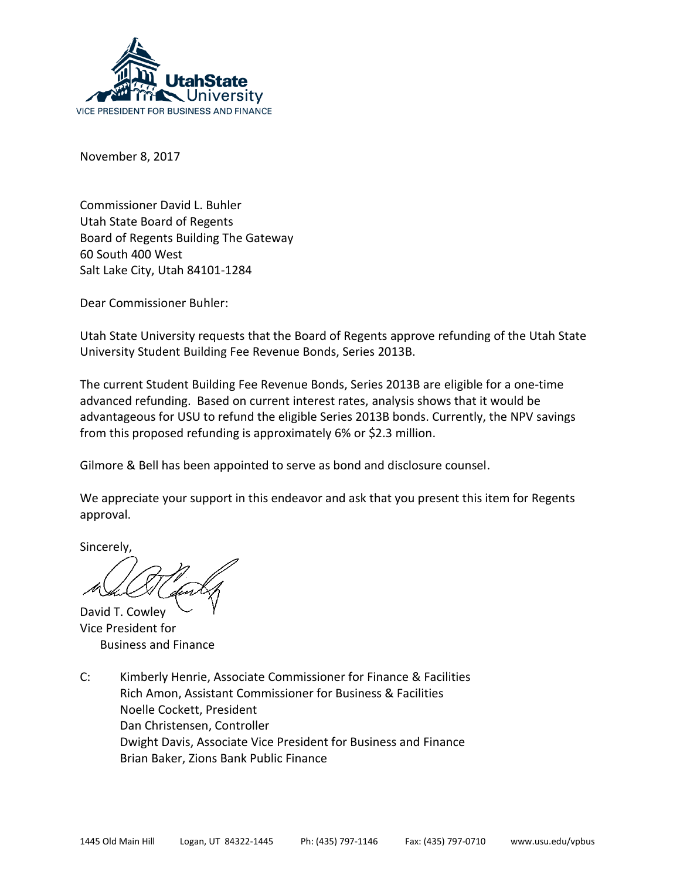UtahState University
VICE PRESIDENT FOR BUSINESS AND FINANCE

November 8, 2017

Commissioner David L. Buhler
Utah State Board of Regents
Board of Regents Building The Gateway
60 South 400 West
Salt Lake City, Utah 84101-1284

Dear Commissioner Buhler:

Utah State University requests that the Board of Regents approve refunding of the Utah State University Student Building Fee Revenue Bonds, Series 2013B.

The current Student Building Fee Revenue Bonds, Series 2013B are eligible for a one-time advanced refunding. Based on current interest rates, analysis shows that it would be advantageous for USU to refund the eligible Series 2013B bonds. Currently, the NPV savings from this proposed refunding is approximately 6% or $2.3 million.

Gilmore & Bell has been appointed to serve as bond and disclosure counsel.

We appreciate your support in this endeavor and ask that you present this item for Regents approval.

Sincerely,

David T. Cowley
Vice President for
Business and Finance

C: Kimberly Henrie, Associate Commissioner for Finance & Facilities
Rich Amon, Assistant Commissioner for Business & Facilities
Noelle Cockett, President
Dan Christensen, Controller
Dwight Davis, Associate Vice President for Business and Finance
Brian Baker, Zions Bank Public Finance

1445 Old Main Hill Logan, UT 84322-1445 Ph: (435) 797-1146 Fax: (435) 797-0710 www.usu.edu/vpbus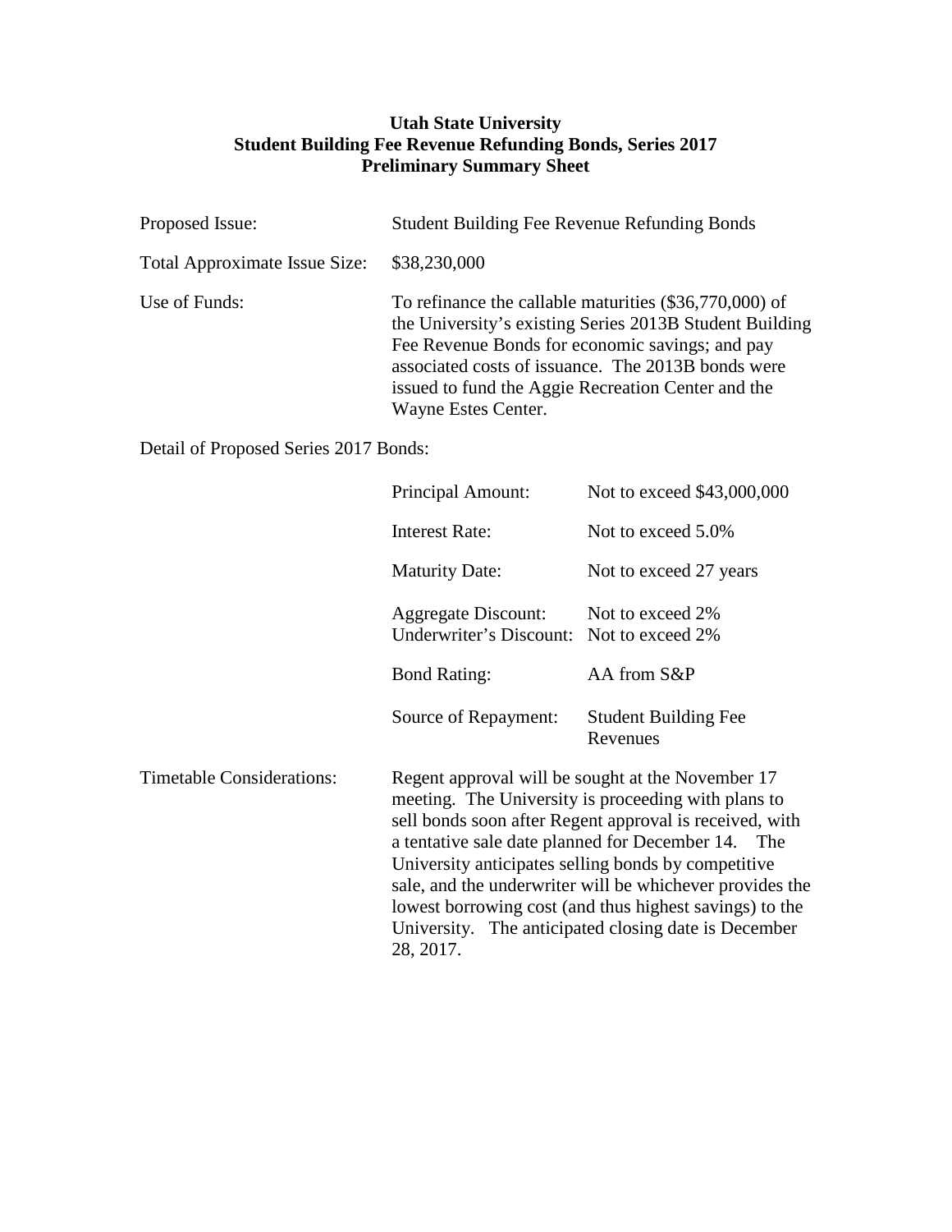**Utah State University**
**Student Building Fee Revenue Refunding Bonds, Series 2017**
**Preliminary Summary Sheet**

| | |
|---|---|
| Proposed Issue: | Student Building Fee Revenue Refunding Bonds |
| Total Approximate Issue Size: | $38,230,000 |
| Use of Funds: | To refinance the callable maturities ($36,770,000) of the University's existing Series 2013B Student Building Fee Revenue Bonds for economic savings; and pay associated costs of issuance. The 2013B bonds were issued to fund the Aggie Recreation Center and the Wayne Estes Center. |

Detail of Proposed Series 2017 Bonds:

| | |
|---|---|
| Principal Amount: | Not to exceed $43,000,000 |
| Interest Rate: | Not to exceed 5.0% |
| Maturity Date: | Not to exceed 27 years |
| Aggregate Discount: | Not to exceed 2% |
| Underwriter's Discount: | Not to exceed 2% |
| Bond Rating: | AA from S&P |
| Source of Repayment: | Student Building Fee Revenues |

Timetable Considerations: Regent approval will be sought at the November 17 meeting. The University is proceeding with plans to sell bonds soon after Regent approval is received, with a tentative sale date planned for December 14. The University anticipates selling bonds by competitive sale, and the underwriter will be whichever provides the lowest borrowing cost (and thus highest savings) to the University. The anticipated closing date is December 28, 2017.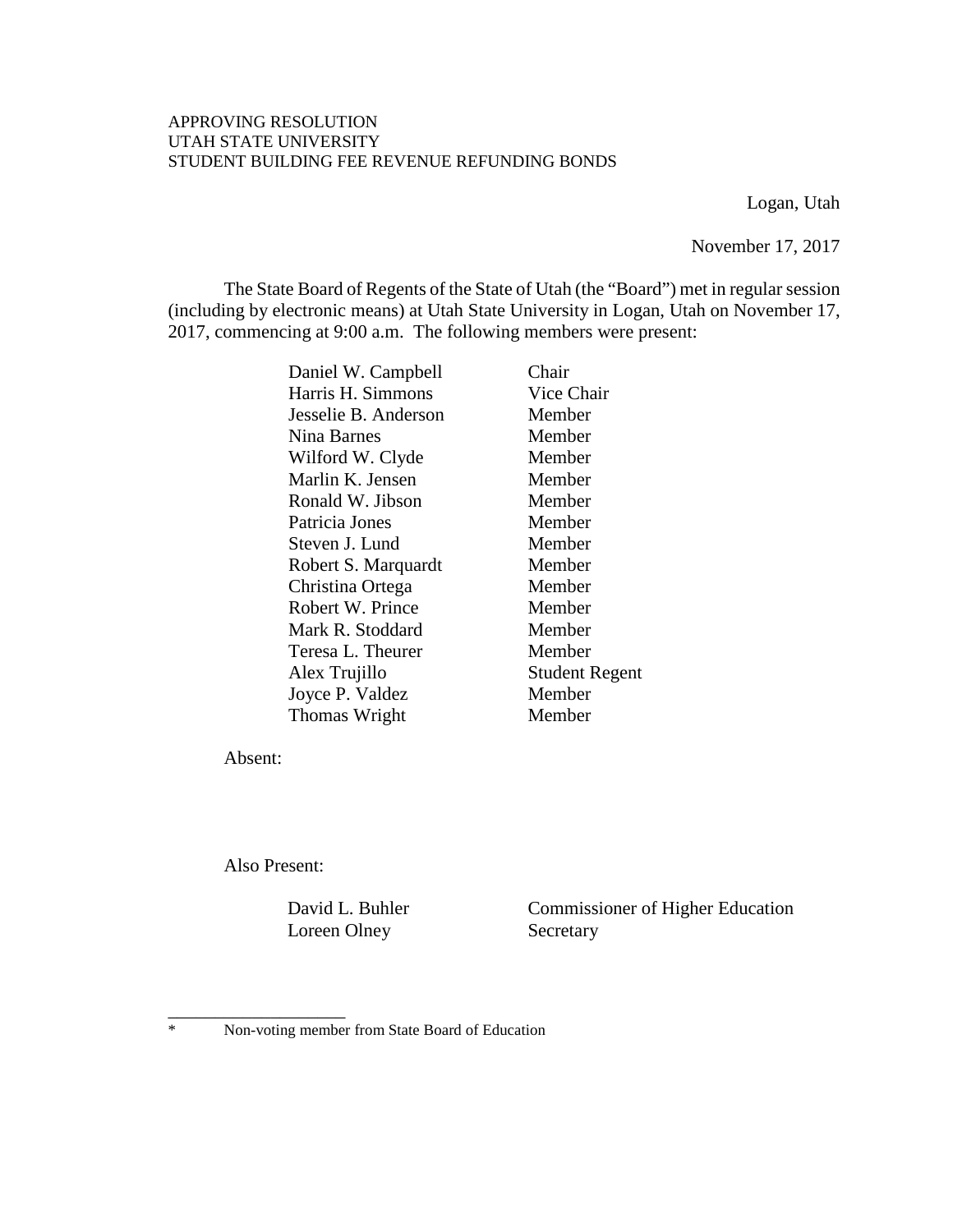APPROVING RESOLUTION
UTAH STATE UNIVERSITY
STUDENT BUILDING FEE REVENUE REFUNDING BONDS

Logan, Utah

November 17, 2017

The State Board of Regents of the State of Utah (the "Board") met in regular session (including by electronic means) at Utah State University in Logan, Utah on November 17, 2017, commencing at 9:00 a.m. The following members were present:

| | |
|---|---|
| Daniel W. Campbell | Chair |
| Harris H. Simmons | Vice Chair |
| Jesselie B. Anderson | Member |
| Nina Barnes | Member |
| Wilford W. Clyde | Member |
| Marlin K. Jensen | Member |
| Ronald W. Jibson | Member |
| Patricia Jones | Member |
| Steven J. Lund | Member |
| Robert S. Marquardt | Member |
| Christina Ortega | Member |
| Robert W. Prince | Member |
| Mark R. Stoddard | Member |
| Teresa L. Theurer | Member |
| Alex Trujillo | Student Regent |
| Joyce P. Valdez | Member |
| Thomas Wright | Member |

Absent:

Also Present:

| | |
|---|---|
| David L. Buhler | Commissioner of Higher Education |
| Loreen Olney | Secretary |

---

* Non-voting member from State Board of Education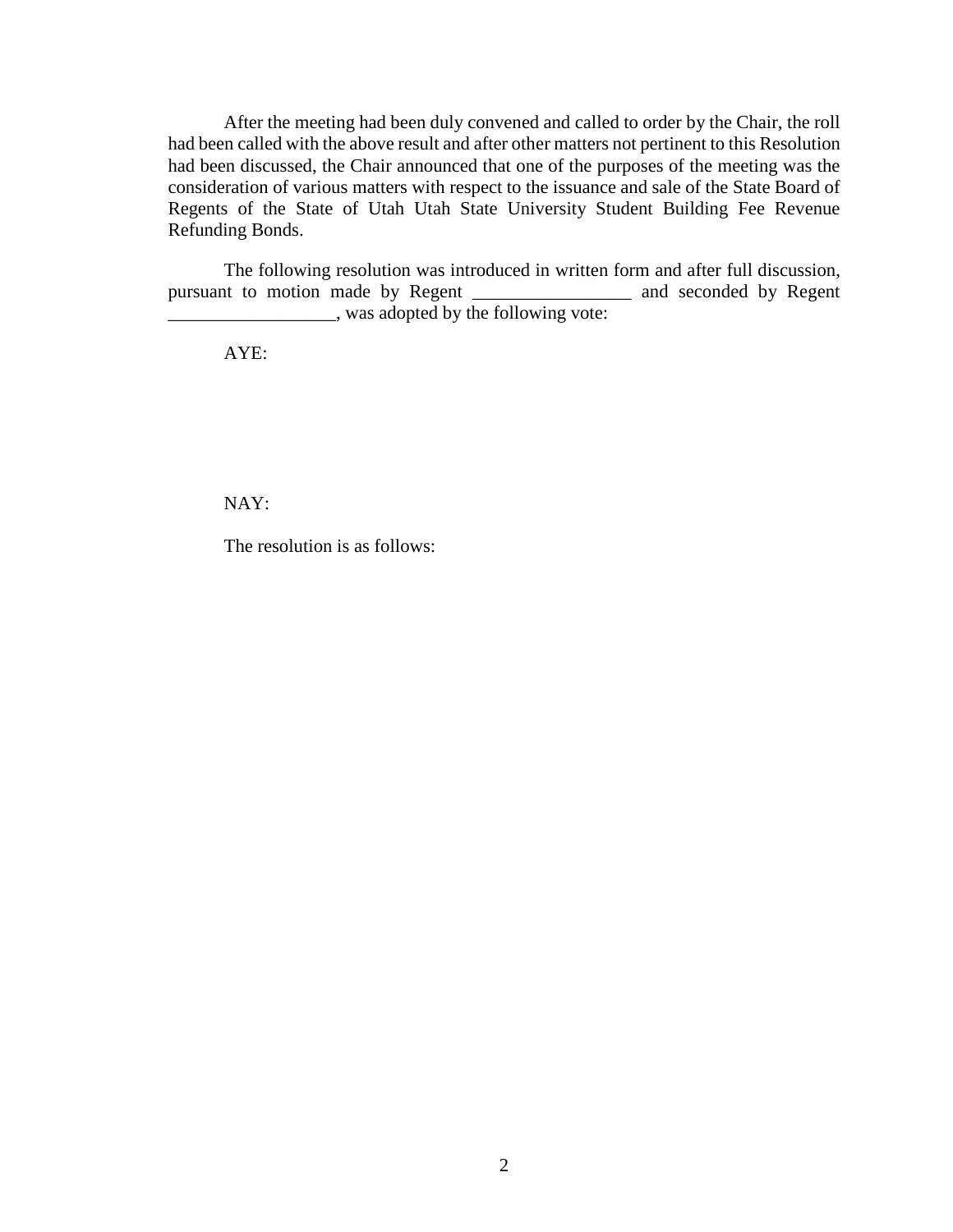After the meeting had been duly convened and called to order by the Chair, the roll had been called with the above result and after other matters not pertinent to this Resolution had been discussed, the Chair announced that one of the purposes of the meeting was the consideration of various matters with respect to the issuance and sale of the State Board of Regents of the State of Utah Utah State University Student Building Fee Revenue Refunding Bonds.

The following resolution was introduced in written form and after full discussion, pursuant to motion made by Regent _________________ and seconded by Regent __________________, was adopted by the following vote:

AYE:

NAY:

The resolution is as follows: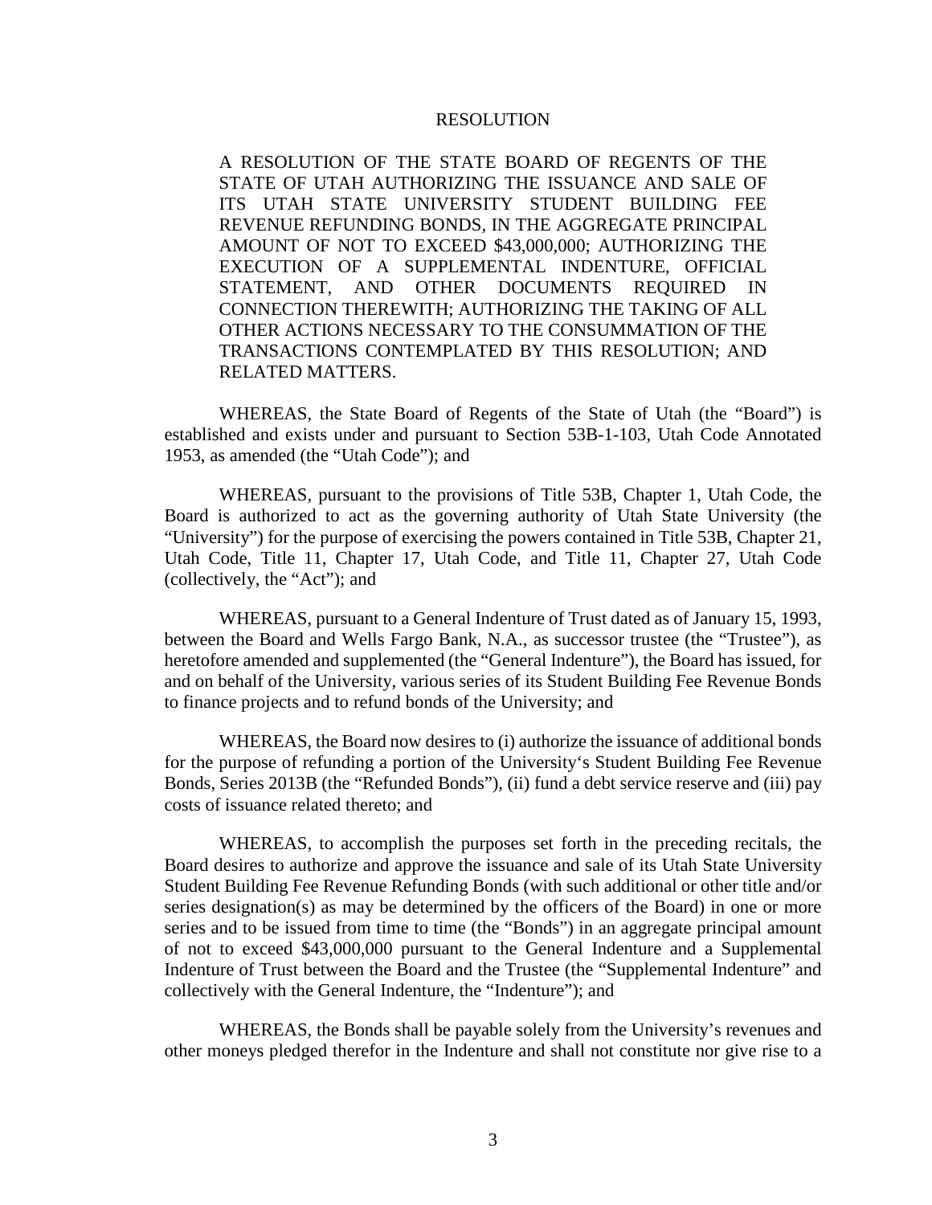# RESOLUTION

A RESOLUTION OF THE STATE BOARD OF REGENTS OF THE STATE OF UTAH AUTHORIZING THE ISSUANCE AND SALE OF ITS UTAH STATE UNIVERSITY STUDENT BUILDING FEE REVENUE REFUNDING BONDS, IN THE AGGREGATE PRINCIPAL AMOUNT OF NOT TO EXCEED $43,000,000; AUTHORIZING THE EXECUTION OF A SUPPLEMENTAL INDENTURE, OFFICIAL STATEMENT, AND OTHER DOCUMENTS REQUIRED IN CONNECTION THEREWITH; AUTHORIZING THE TAKING OF ALL OTHER ACTIONS NECESSARY TO THE CONSUMMATION OF THE TRANSACTIONS CONTEMPLATED BY THIS RESOLUTION; AND RELATED MATTERS.

WHEREAS, the State Board of Regents of the State of Utah (the "Board") is established and exists under and pursuant to Section 53B-1-103, Utah Code Annotated 1953, as amended (the "Utah Code"); and

WHEREAS, pursuant to the provisions of Title 53B, Chapter 1, Utah Code, the Board is authorized to act as the governing authority of Utah State University (the "University") for the purpose of exercising the powers contained in Title 53B, Chapter 21, Utah Code, Title 11, Chapter 17, Utah Code, and Title 11, Chapter 27, Utah Code (collectively, the "Act"); and

WHEREAS, pursuant to a General Indenture of Trust dated as of January 15, 1993, between the Board and Wells Fargo Bank, N.A., as successor trustee (the "Trustee"), as heretofore amended and supplemented (the "General Indenture"), the Board has issued, for and on behalf of the University, various series of its Student Building Fee Revenue Bonds to finance projects and to refund bonds of the University; and

WHEREAS, the Board now desires to (i) authorize the issuance of additional bonds for the purpose of refunding a portion of the University's Student Building Fee Revenue Bonds, Series 2013B (the "Refunded Bonds"), (ii) fund a debt service reserve and (iii) pay costs of issuance related thereto; and

WHEREAS, to accomplish the purposes set forth in the preceding recitals, the Board desires to authorize and approve the issuance and sale of its Utah State University Student Building Fee Revenue Refunding Bonds (with such additional or other title and/or series designation(s) as may be determined by the officers of the Board) in one or more series and to be issued from time to time (the "Bonds") in an aggregate principal amount of not to exceed $43,000,000 pursuant to the General Indenture and a Supplemental Indenture of Trust between the Board and the Trustee (the "Supplemental Indenture" and collectively with the General Indenture, the "Indenture"); and

WHEREAS, the Bonds shall be payable solely from the University's revenues and other moneys pledged therefor in the Indenture and shall not constitute nor give rise to a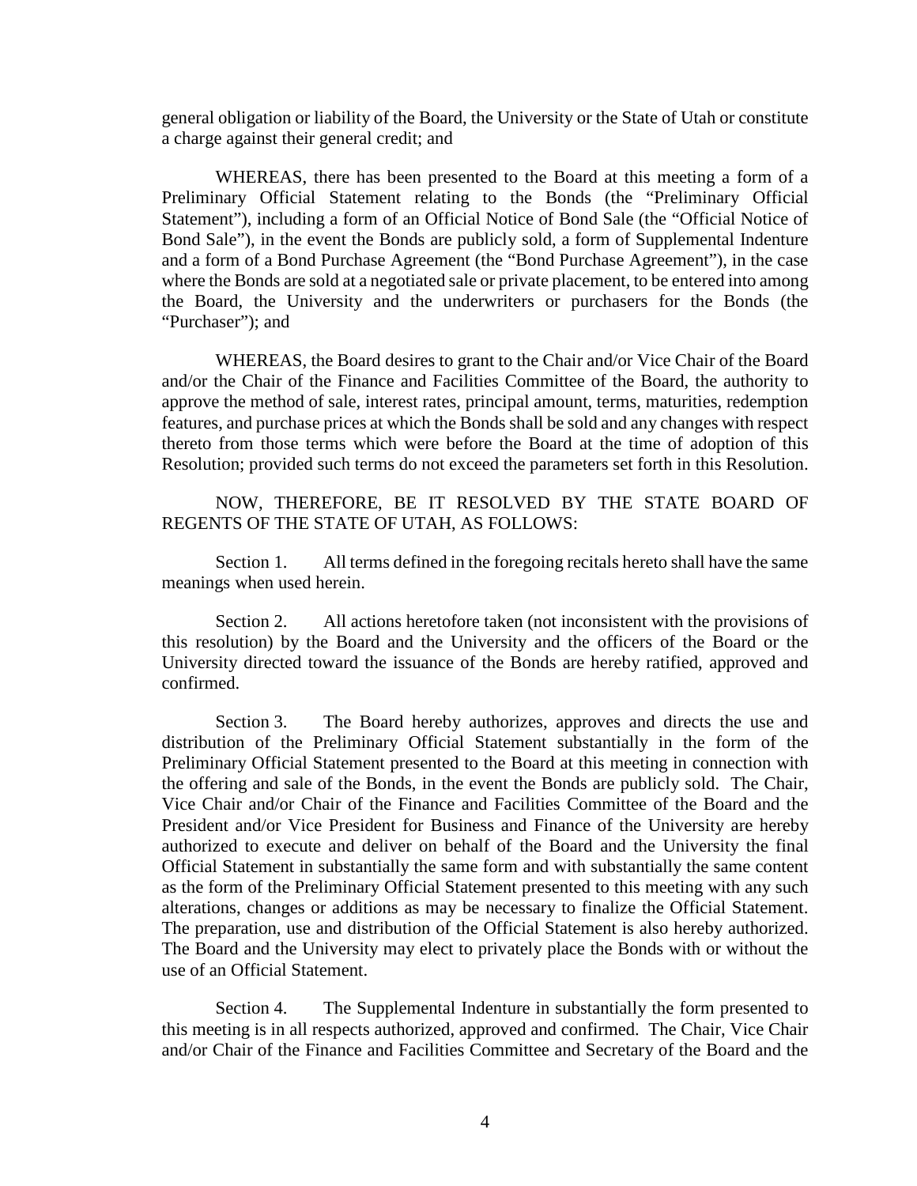general obligation or liability of the Board, the University or the State of Utah or constitute a charge against their general credit; and

WHEREAS, there has been presented to the Board at this meeting a form of a Preliminary Official Statement relating to the Bonds (the "Preliminary Official Statement"), including a form of an Official Notice of Bond Sale (the "Official Notice of Bond Sale"), in the event the Bonds are publicly sold, a form of Supplemental Indenture and a form of a Bond Purchase Agreement (the "Bond Purchase Agreement"), in the case where the Bonds are sold at a negotiated sale or private placement, to be entered into among the Board, the University and the underwriters or purchasers for the Bonds (the "Purchaser"); and

WHEREAS, the Board desires to grant to the Chair and/or Vice Chair of the Board and/or the Chair of the Finance and Facilities Committee of the Board, the authority to approve the method of sale, interest rates, principal amount, terms, maturities, redemption features, and purchase prices at which the Bonds shall be sold and any changes with respect thereto from those terms which were before the Board at the time of adoption of this Resolution; provided such terms do not exceed the parameters set forth in this Resolution.

NOW, THEREFORE, BE IT RESOLVED BY THE STATE BOARD OF REGENTS OF THE STATE OF UTAH, AS FOLLOWS:

Section 1. All terms defined in the foregoing recitals hereto shall have the same meanings when used herein.

Section 2. All actions heretofore taken (not inconsistent with the provisions of this resolution) by the Board and the University and the officers of the Board or the University directed toward the issuance of the Bonds are hereby ratified, approved and confirmed.

Section 3. The Board hereby authorizes, approves and directs the use and distribution of the Preliminary Official Statement substantially in the form of the Preliminary Official Statement presented to the Board at this meeting in connection with the offering and sale of the Bonds, in the event the Bonds are publicly sold. The Chair, Vice Chair and/or Chair of the Finance and Facilities Committee of the Board and the President and/or Vice President for Business and Finance of the University are hereby authorized to execute and deliver on behalf of the Board and the University the final Official Statement in substantially the same form and with substantially the same content as the form of the Preliminary Official Statement presented to this meeting with any such alterations, changes or additions as may be necessary to finalize the Official Statement. The preparation, use and distribution of the Official Statement is also hereby authorized. The Board and the University may elect to privately place the Bonds with or without the use of an Official Statement.

Section 4. The Supplemental Indenture in substantially the form presented to this meeting is in all respects authorized, approved and confirmed. The Chair, Vice Chair and/or Chair of the Finance and Facilities Committee and Secretary of the Board and the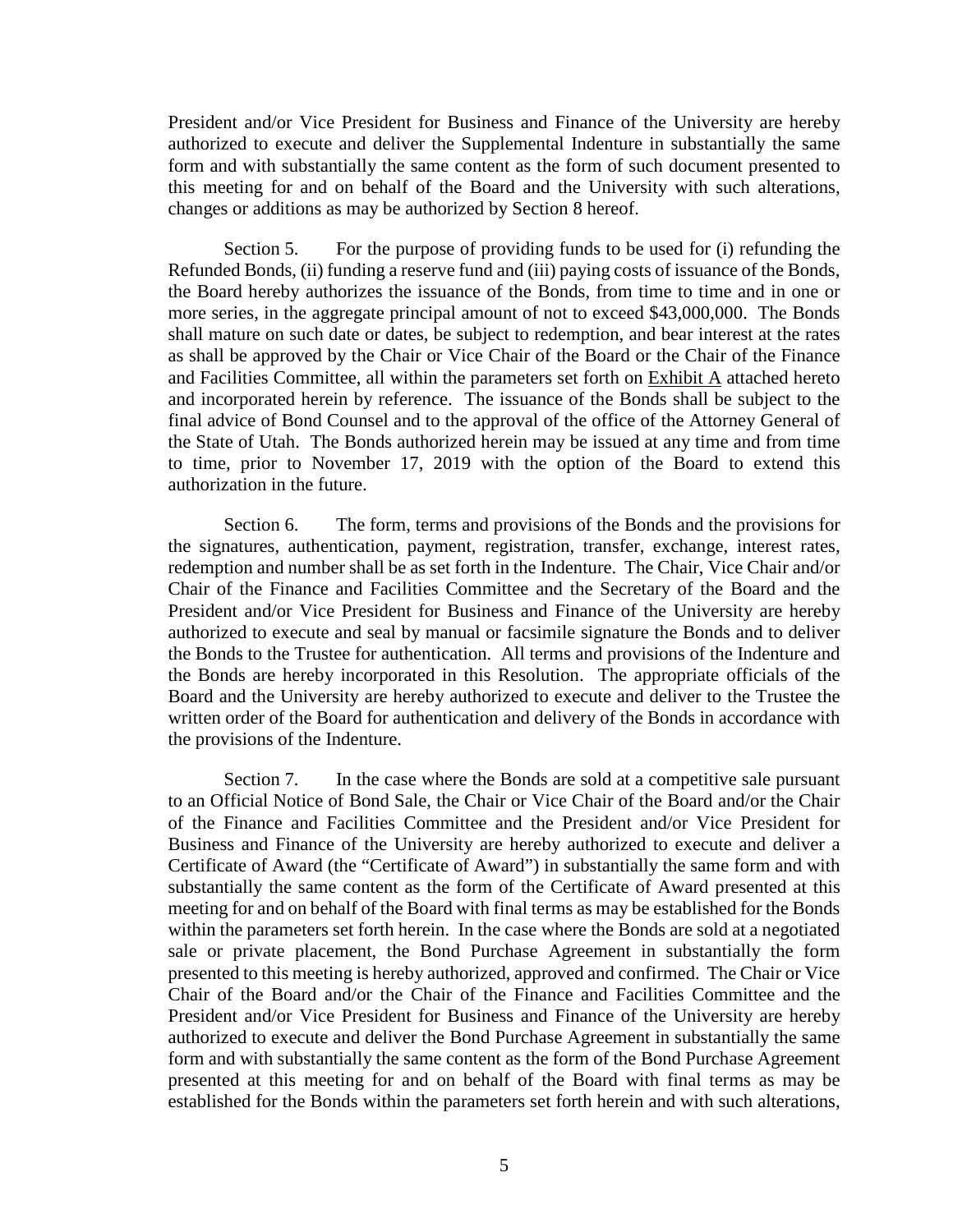President and/or Vice President for Business and Finance of the University are hereby authorized to execute and deliver the Supplemental Indenture in substantially the same form and with substantially the same content as the form of such document presented to this meeting for and on behalf of the Board and the University with such alterations, changes or additions as may be authorized by Section 8 hereof.

Section 5. For the purpose of providing funds to be used for (i) refunding the Refunded Bonds, (ii) funding a reserve fund and (iii) paying costs of issuance of the Bonds, the Board hereby authorizes the issuance of the Bonds, from time to time and in one or more series, in the aggregate principal amount of not to exceed \$43,000,000. The Bonds shall mature on such date or dates, be subject to redemption, and bear interest at the rates as shall be approved by the Chair or Vice Chair of the Board or the Chair of the Finance and Facilities Committee, all within the parameters set forth on Exhibit A attached hereto and incorporated herein by reference. The issuance of the Bonds shall be subject to the final advice of Bond Counsel and to the approval of the office of the Attorney General of the State of Utah. The Bonds authorized herein may be issued at any time and from time to time, prior to November 17, 2019 with the option of the Board to extend this authorization in the future.

Section 6. The form, terms and provisions of the Bonds and the provisions for the signatures, authentication, payment, registration, transfer, exchange, interest rates, redemption and number shall be as set forth in the Indenture. The Chair, Vice Chair and/or Chair of the Finance and Facilities Committee and the Secretary of the Board and the President and/or Vice President for Business and Finance of the University are hereby authorized to execute and seal by manual or facsimile signature the Bonds and to deliver the Bonds to the Trustee for authentication. All terms and provisions of the Indenture and the Bonds are hereby incorporated in this Resolution. The appropriate officials of the Board and the University are hereby authorized to execute and deliver to the Trustee the written order of the Board for authentication and delivery of the Bonds in accordance with the provisions of the Indenture.

Section 7. In the case where the Bonds are sold at a competitive sale pursuant to an Official Notice of Bond Sale, the Chair or Vice Chair of the Board and/or the Chair of the Finance and Facilities Committee and the President and/or Vice President for Business and Finance of the University are hereby authorized to execute and deliver a Certificate of Award (the "Certificate of Award") in substantially the same form and with substantially the same content as the form of the Certificate of Award presented at this meeting for and on behalf of the Board with final terms as may be established for the Bonds within the parameters set forth herein. In the case where the Bonds are sold at a negotiated sale or private placement, the Bond Purchase Agreement in substantially the form presented to this meeting is hereby authorized, approved and confirmed. The Chair or Vice Chair of the Board and/or the Chair of the Finance and Facilities Committee and the President and/or Vice President for Business and Finance of the University are hereby authorized to execute and deliver the Bond Purchase Agreement in substantially the same form and with substantially the same content as the form of the Bond Purchase Agreement presented at this meeting for and on behalf of the Board with final terms as may be established for the Bonds within the parameters set forth herein and with such alterations,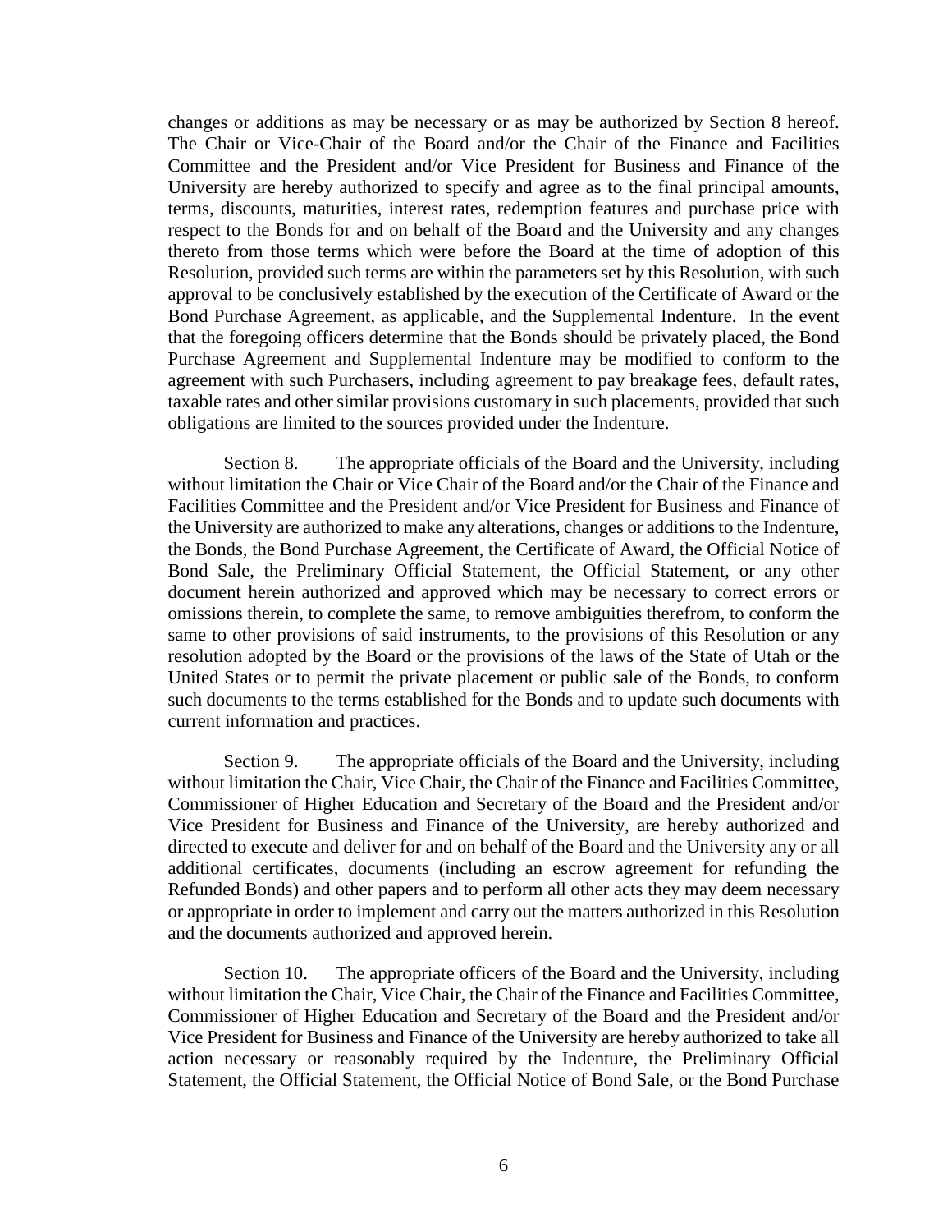changes or additions as may be necessary or as may be authorized by Section 8 hereof. The Chair or Vice-Chair of the Board and/or the Chair of the Finance and Facilities Committee and the President and/or Vice President for Business and Finance of the University are hereby authorized to specify and agree as to the final principal amounts, terms, discounts, maturities, interest rates, redemption features and purchase price with respect to the Bonds for and on behalf of the Board and the University and any changes thereto from those terms which were before the Board at the time of adoption of this Resolution, provided such terms are within the parameters set by this Resolution, with such approval to be conclusively established by the execution of the Certificate of Award or the Bond Purchase Agreement, as applicable, and the Supplemental Indenture. In the event that the foregoing officers determine that the Bonds should be privately placed, the Bond Purchase Agreement and Supplemental Indenture may be modified to conform to the agreement with such Purchasers, including agreement to pay breakage fees, default rates, taxable rates and other similar provisions customary in such placements, provided that such obligations are limited to the sources provided under the Indenture.

Section 8. The appropriate officials of the Board and the University, including without limitation the Chair or Vice Chair of the Board and/or the Chair of the Finance and Facilities Committee and the President and/or Vice President for Business and Finance of the University are authorized to make any alterations, changes or additions to the Indenture, the Bonds, the Bond Purchase Agreement, the Certificate of Award, the Official Notice of Bond Sale, the Preliminary Official Statement, the Official Statement, or any other document herein authorized and approved which may be necessary to correct errors or omissions therein, to complete the same, to remove ambiguities therefrom, to conform the same to other provisions of said instruments, to the provisions of this Resolution or any resolution adopted by the Board or the provisions of the laws of the State of Utah or the United States or to permit the private placement or public sale of the Bonds, to conform such documents to the terms established for the Bonds and to update such documents with current information and practices.

Section 9. The appropriate officials of the Board and the University, including without limitation the Chair, Vice Chair, the Chair of the Finance and Facilities Committee, Commissioner of Higher Education and Secretary of the Board and the President and/or Vice President for Business and Finance of the University, are hereby authorized and directed to execute and deliver for and on behalf of the Board and the University any or all additional certificates, documents (including an escrow agreement for refunding the Refunded Bonds) and other papers and to perform all other acts they may deem necessary or appropriate in order to implement and carry out the matters authorized in this Resolution and the documents authorized and approved herein.

Section 10. The appropriate officers of the Board and the University, including without limitation the Chair, Vice Chair, the Chair of the Finance and Facilities Committee, Commissioner of Higher Education and Secretary of the Board and the President and/or Vice President for Business and Finance of the University are hereby authorized to take all action necessary or reasonably required by the Indenture, the Preliminary Official Statement, the Official Statement, the Official Notice of Bond Sale, or the Bond Purchase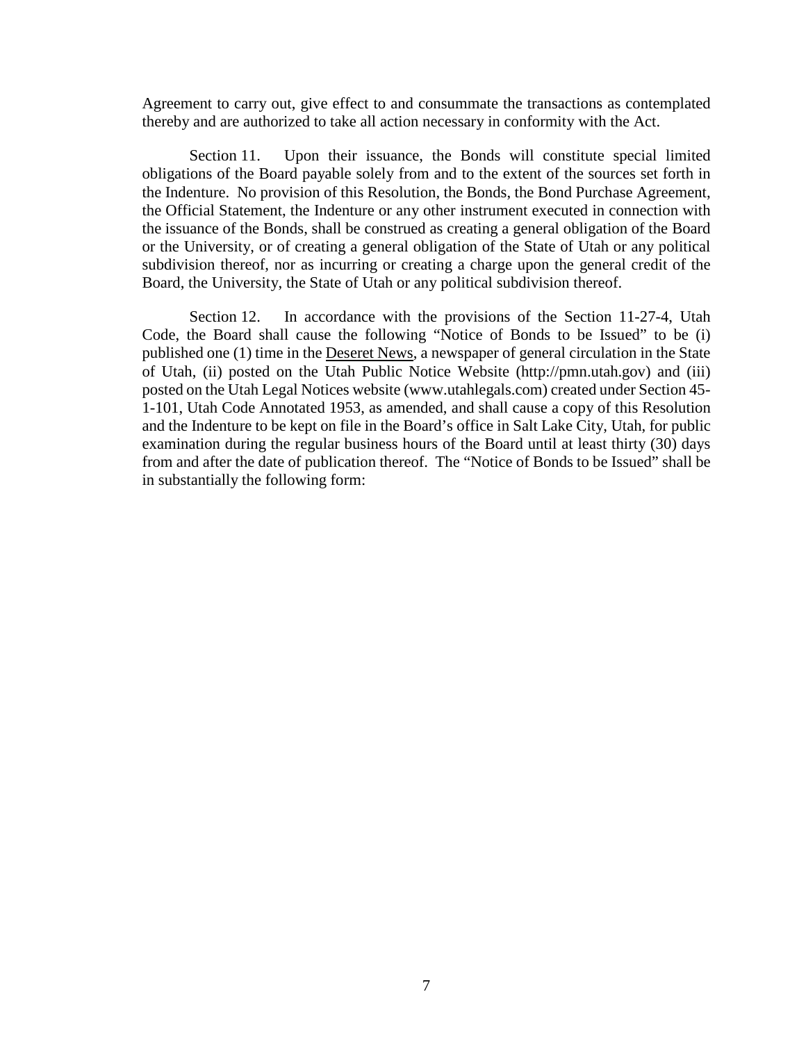Agreement to carry out, give effect to and consummate the transactions as contemplated thereby and are authorized to take all action necessary in conformity with the Act.

Section 11. Upon their issuance, the Bonds will constitute special limited obligations of the Board payable solely from and to the extent of the sources set forth in the Indenture. No provision of this Resolution, the Bonds, the Bond Purchase Agreement, the Official Statement, the Indenture or any other instrument executed in connection with the issuance of the Bonds, shall be construed as creating a general obligation of the Board or the University, or of creating a general obligation of the State of Utah or any political subdivision thereof, nor as incurring or creating a charge upon the general credit of the Board, the University, the State of Utah or any political subdivision thereof.

Section 12. In accordance with the provisions of the Section 11-27-4, Utah Code, the Board shall cause the following "Notice of Bonds to be Issued" to be (i) published one (1) time in the Deseret News, a newspaper of general circulation in the State of Utah, (ii) posted on the Utah Public Notice Website (http://pmn.utah.gov) and (iii) posted on the Utah Legal Notices website (www.utahlegals.com) created under Section 45-1-101, Utah Code Annotated 1953, as amended, and shall cause a copy of this Resolution and the Indenture to be kept on file in the Board's office in Salt Lake City, Utah, for public examination during the regular business hours of the Board until at least thirty (30) days from and after the date of publication thereof. The "Notice of Bonds to be Issued" shall be in substantially the following form: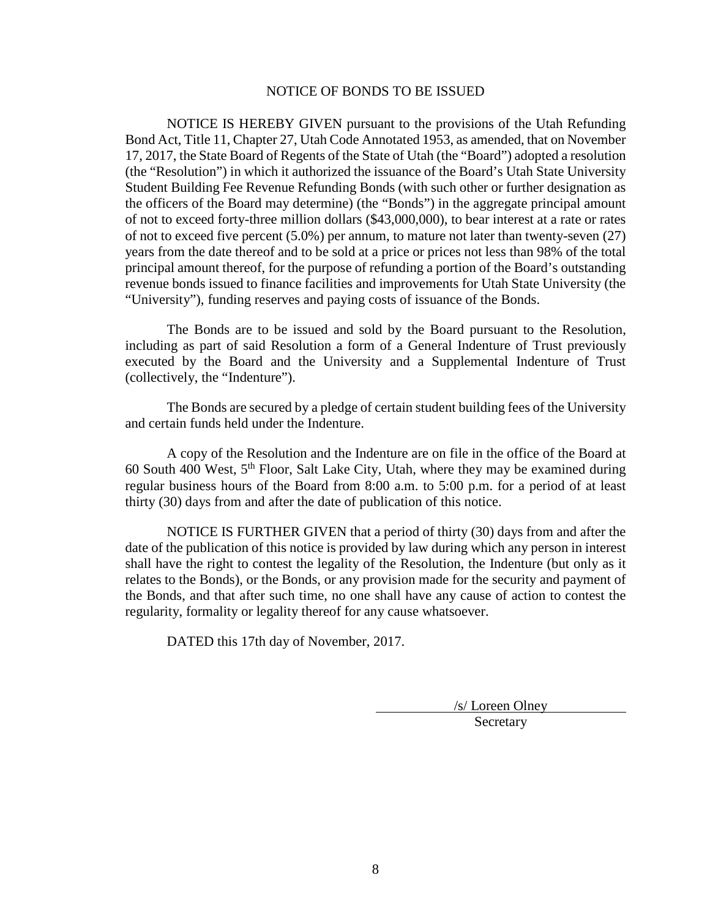## NOTICE OF BONDS TO BE ISSUED

NOTICE IS HEREBY GIVEN pursuant to the provisions of the Utah Refunding Bond Act, Title 11, Chapter 27, Utah Code Annotated 1953, as amended, that on November 17, 2017, the State Board of Regents of the State of Utah (the "Board") adopted a resolution (the "Resolution") in which it authorized the issuance of the Board's Utah State University Student Building Fee Revenue Refunding Bonds (with such other or further designation as the officers of the Board may determine) (the "Bonds") in the aggregate principal amount of not to exceed forty-three million dollars ($43,000,000), to bear interest at a rate or rates of not to exceed five percent (5.0%) per annum, to mature not later than twenty-seven (27) years from the date thereof and to be sold at a price or prices not less than 98% of the total principal amount thereof, for the purpose of refunding a portion of the Board's outstanding revenue bonds issued to finance facilities and improvements for Utah State University (the "University"), funding reserves and paying costs of issuance of the Bonds.

The Bonds are to be issued and sold by the Board pursuant to the Resolution, including as part of said Resolution a form of a General Indenture of Trust previously executed by the Board and the University and a Supplemental Indenture of Trust (collectively, the "Indenture").

The Bonds are secured by a pledge of certain student building fees of the University and certain funds held under the Indenture.

A copy of the Resolution and the Indenture are on file in the office of the Board at 60 South 400 West, 5th Floor, Salt Lake City, Utah, where they may be examined during regular business hours of the Board from 8:00 a.m. to 5:00 p.m. for a period of at least thirty (30) days from and after the date of publication of this notice.

NOTICE IS FURTHER GIVEN that a period of thirty (30) days from and after the date of the publication of this notice is provided by law during which any person in interest shall have the right to contest the legality of the Resolution, the Indenture (but only as it relates to the Bonds), or the Bonds, or any provision made for the security and payment of the Bonds, and that after such time, no one shall have any cause of action to contest the regularity, formality or legality thereof for any cause whatsoever.

DATED this 17th day of November, 2017.

/s/ Loreen Olney
Secretary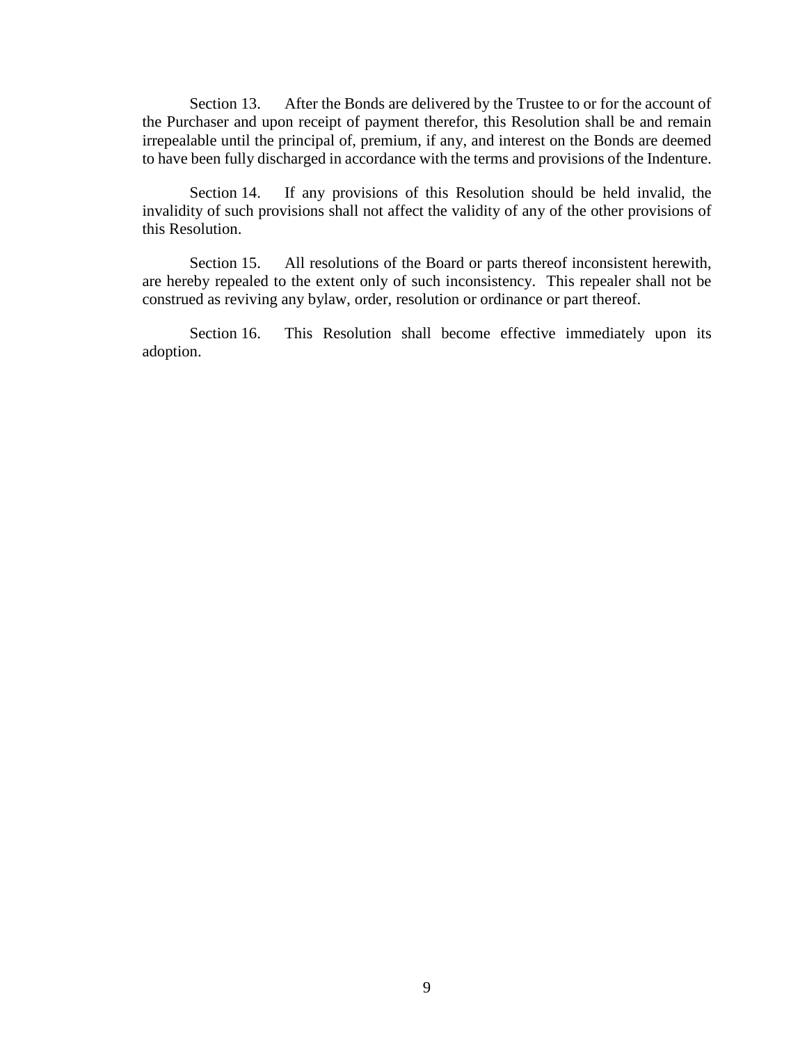Section 13. After the Bonds are delivered by the Trustee to or for the account of the Purchaser and upon receipt of payment therefor, this Resolution shall be and remain irrepealable until the principal of, premium, if any, and interest on the Bonds are deemed to have been fully discharged in accordance with the terms and provisions of the Indenture.

Section 14. If any provisions of this Resolution should be held invalid, the invalidity of such provisions shall not affect the validity of any of the other provisions of this Resolution.

Section 15. All resolutions of the Board or parts thereof inconsistent herewith, are hereby repealed to the extent only of such inconsistency. This repealer shall not be construed as reviving any bylaw, order, resolution or ordinance or part thereof.

Section 16. This Resolution shall become effective immediately upon its adoption.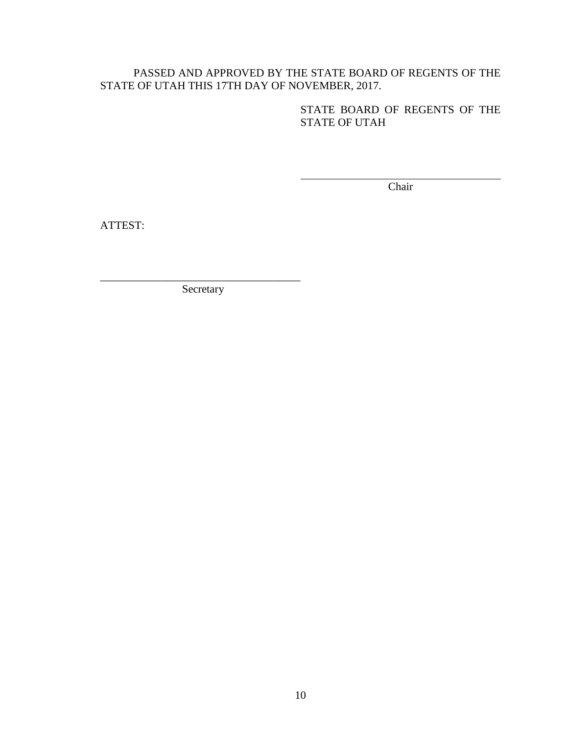PASSED AND APPROVED BY THE STATE BOARD OF REGENTS OF THE STATE OF UTAH THIS 17TH DAY OF NOVEMBER, 2017.

STATE BOARD OF REGENTS OF THE STATE OF UTAH

\_\_\_\_\_\_\_\_\_\_\_\_\_\_\_\_\_\_\_\_\_\_\_\_\_\_\_\_\_\_\_\_\_\_\_\_\_\_

Chair

ATTEST:

\_\_\_\_\_\_\_\_\_\_\_\_\_\_\_\_\_\_\_\_\_\_\_\_\_\_\_\_\_\_\_\_\_\_\_\_\_\_

Secretary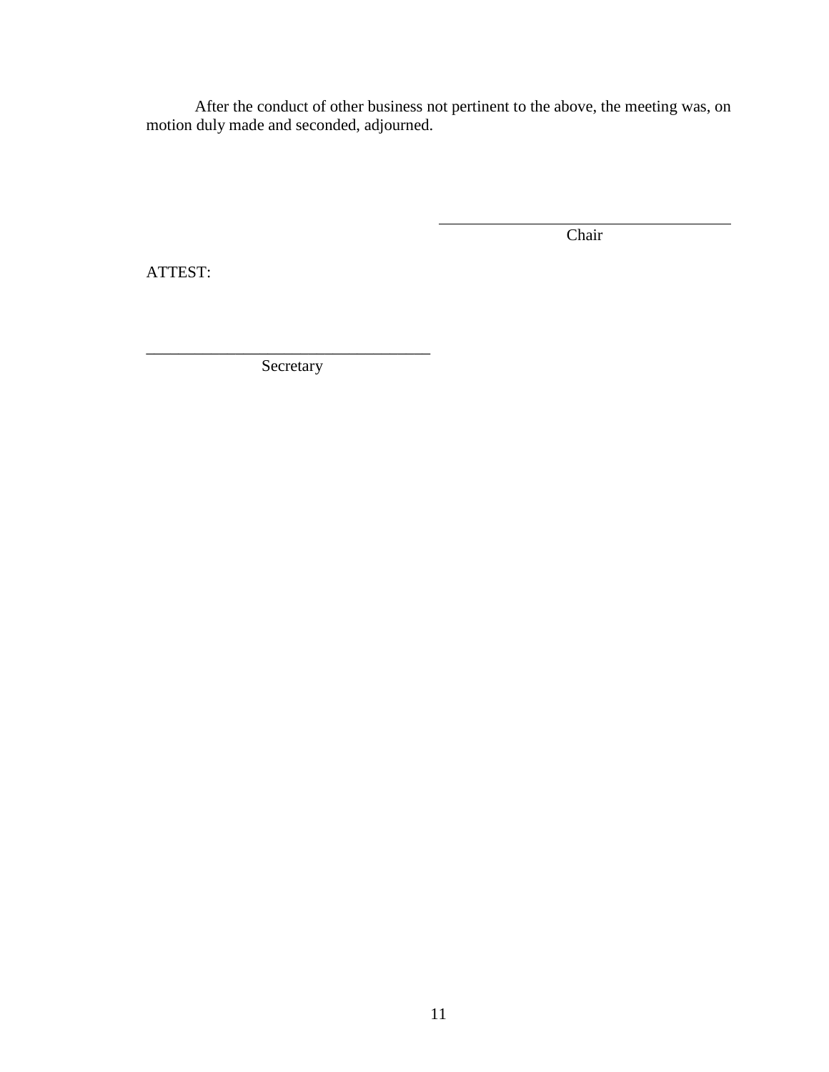After the conduct of other business not pertinent to the above, the meeting was, on motion duly made and seconded, adjourned.

\_\_\_\_\_\_\_\_\_\_\_\_\_\_\_\_\_\_\_\_\_\_\_\_\_\_\_\_\_\_\_\_\_\_\_\_
Chair

ATTEST:

\_\_\_\_\_\_\_\_\_\_\_\_\_\_\_\_\_\_\_\_\_\_\_\_\_\_\_\_\_\_\_\_\_\_\_\_
Secretary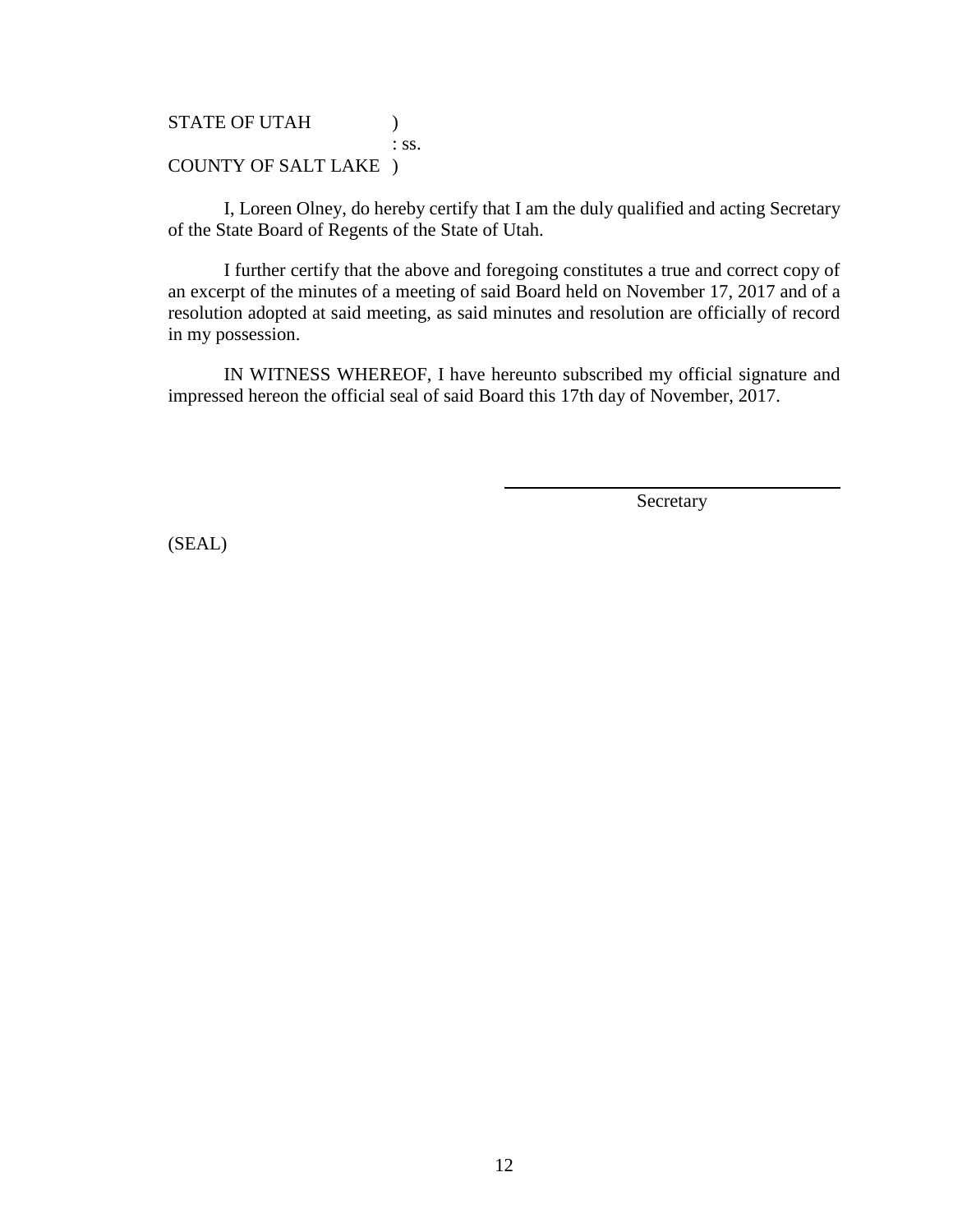STATE OF UTAH )
: ss.
COUNTY OF SALT LAKE )

I, Loreen Olney, do hereby certify that I am the duly qualified and acting Secretary of the State Board of Regents of the State of Utah.

I further certify that the above and foregoing constitutes a true and correct copy of an excerpt of the minutes of a meeting of said Board held on November 17, 2017 and of a resolution adopted at said meeting, as said minutes and resolution are officially of record in my possession.

IN WITNESS WHEREOF, I have hereunto subscribed my official signature and impressed hereon the official seal of said Board this 17th day of November, 2017.

Secretary

(SEAL)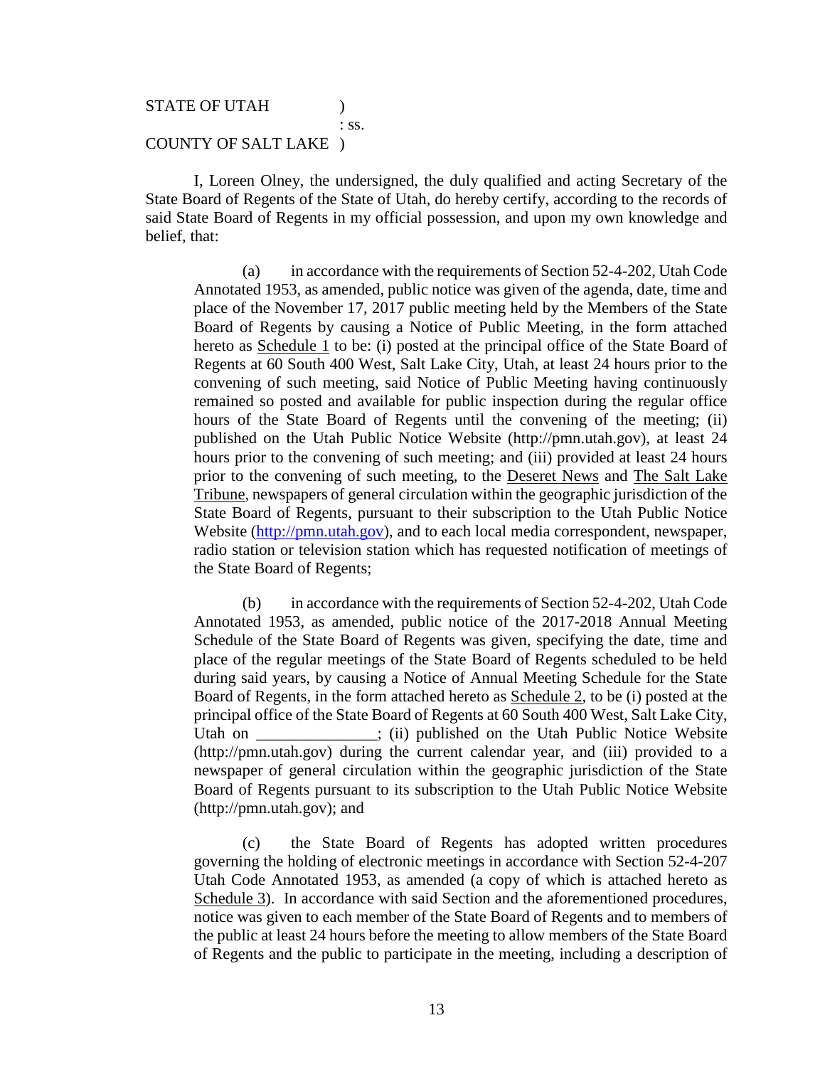STATE OF UTAH )
: ss.
COUNTY OF SALT LAKE )

I, Loreen Olney, the undersigned, the duly qualified and acting Secretary of the State Board of Regents of the State of Utah, do hereby certify, according to the records of said State Board of Regents in my official possession, and upon my own knowledge and belief, that:

(a) in accordance with the requirements of Section 52-4-202, Utah Code Annotated 1953, as amended, public notice was given of the agenda, date, time and place of the November 17, 2017 public meeting held by the Members of the State Board of Regents by causing a Notice of Public Meeting, in the form attached hereto as Schedule 1 to be: (i) posted at the principal office of the State Board of Regents at 60 South 400 West, Salt Lake City, Utah, at least 24 hours prior to the convening of such meeting, said Notice of Public Meeting having continuously remained so posted and available for public inspection during the regular office hours of the State Board of Regents until the convening of the meeting; (ii) published on the Utah Public Notice Website (http://pmn.utah.gov), at least 24 hours prior to the convening of such meeting; and (iii) provided at least 24 hours prior to the convening of such meeting, to the Deseret News and The Salt Lake Tribune, newspapers of general circulation within the geographic jurisdiction of the State Board of Regents, pursuant to their subscription to the Utah Public Notice Website (http://pmn.utah.gov), and to each local media correspondent, newspaper, radio station or television station which has requested notification of meetings of the State Board of Regents;

(b) in accordance with the requirements of Section 52-4-202, Utah Code Annotated 1953, as amended, public notice of the 2017-2018 Annual Meeting Schedule of the State Board of Regents was given, specifying the date, time and place of the regular meetings of the State Board of Regents scheduled to be held during said years, by causing a Notice of Annual Meeting Schedule for the State Board of Regents, in the form attached hereto as Schedule 2, to be (i) posted at the principal office of the State Board of Regents at 60 South 400 West, Salt Lake City, Utah on _______________; (ii) published on the Utah Public Notice Website (http://pmn.utah.gov) during the current calendar year, and (iii) provided to a newspaper of general circulation within the geographic jurisdiction of the State Board of Regents pursuant to its subscription to the Utah Public Notice Website (http://pmn.utah.gov); and

(c) the State Board of Regents has adopted written procedures governing the holding of electronic meetings in accordance with Section 52-4-207 Utah Code Annotated 1953, as amended (a copy of which is attached hereto as Schedule 3). In accordance with said Section and the aforementioned procedures, notice was given to each member of the State Board of Regents and to members of the public at least 24 hours before the meeting to allow members of the State Board of Regents and the public to participate in the meeting, including a description of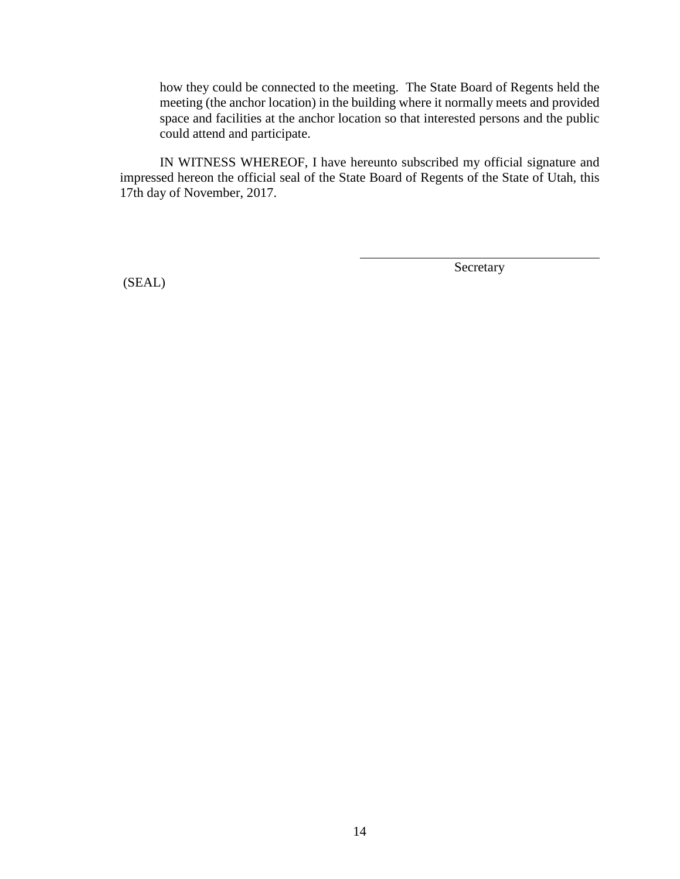how they could be connected to the meeting. The State Board of Regents held the meeting (the anchor location) in the building where it normally meets and provided space and facilities at the anchor location so that interested persons and the public could attend and participate.

IN WITNESS WHEREOF, I have hereunto subscribed my official signature and impressed hereon the official seal of the State Board of Regents of the State of Utah, this 17th day of November, 2017.

\_\_\_\_\_\_\_\_\_\_\_\_\_\_\_\_\_\_\_\_\_\_\_\_\_\_\_\_\_\_\_\_\_\_\_\_

Secretary

(SEAL)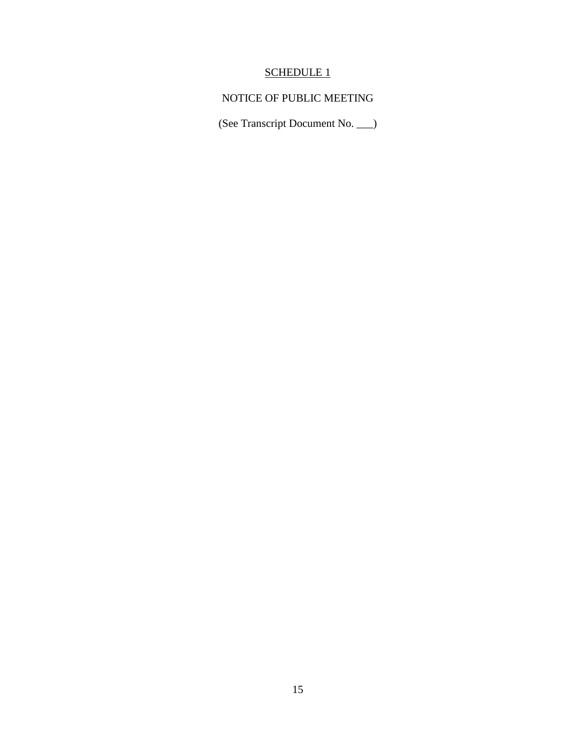<u>SCHEDULE 1</u>

NOTICE OF PUBLIC MEETING

(See Transcript Document No. ___)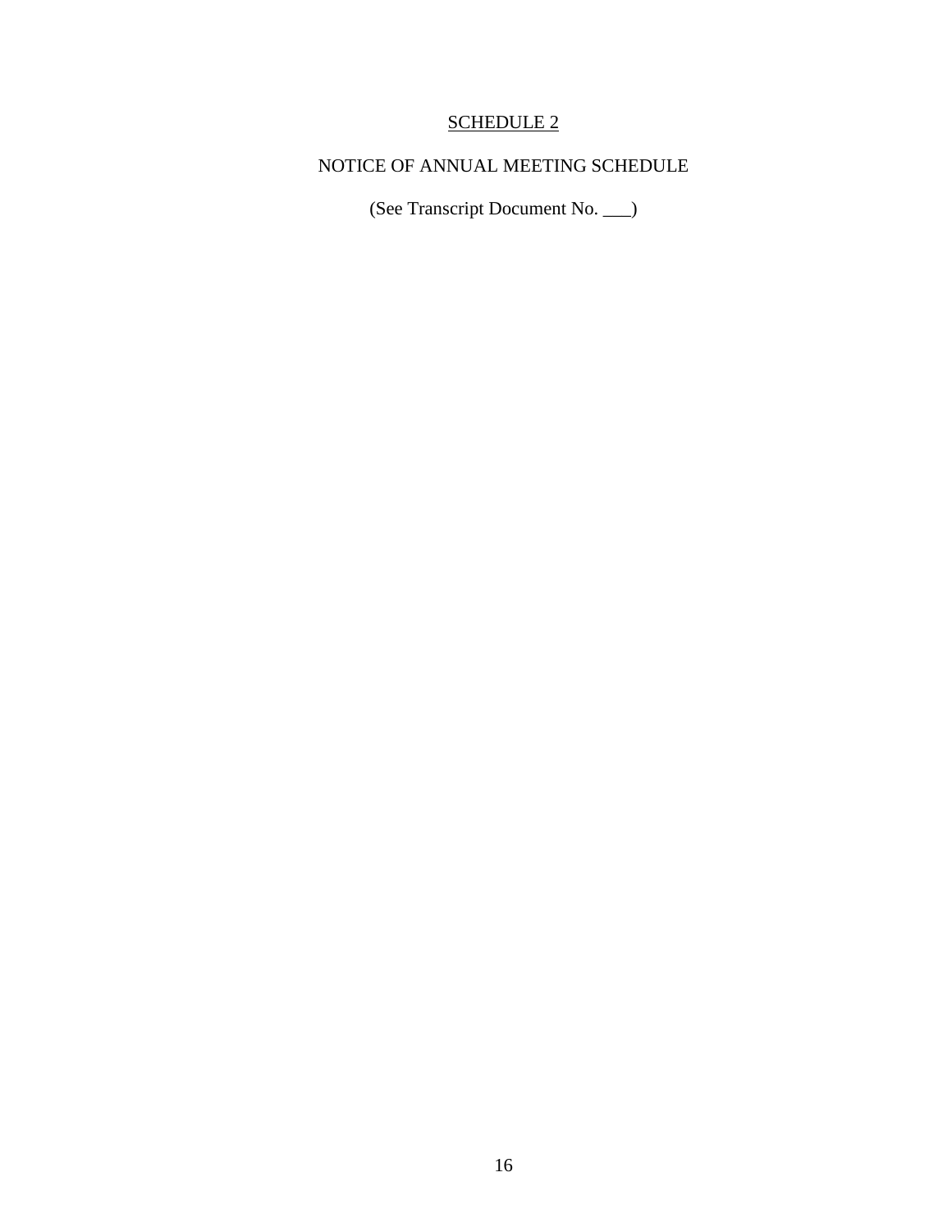# SCHEDULE 2

## NOTICE OF ANNUAL MEETING SCHEDULE

(See Transcript Document No. ___)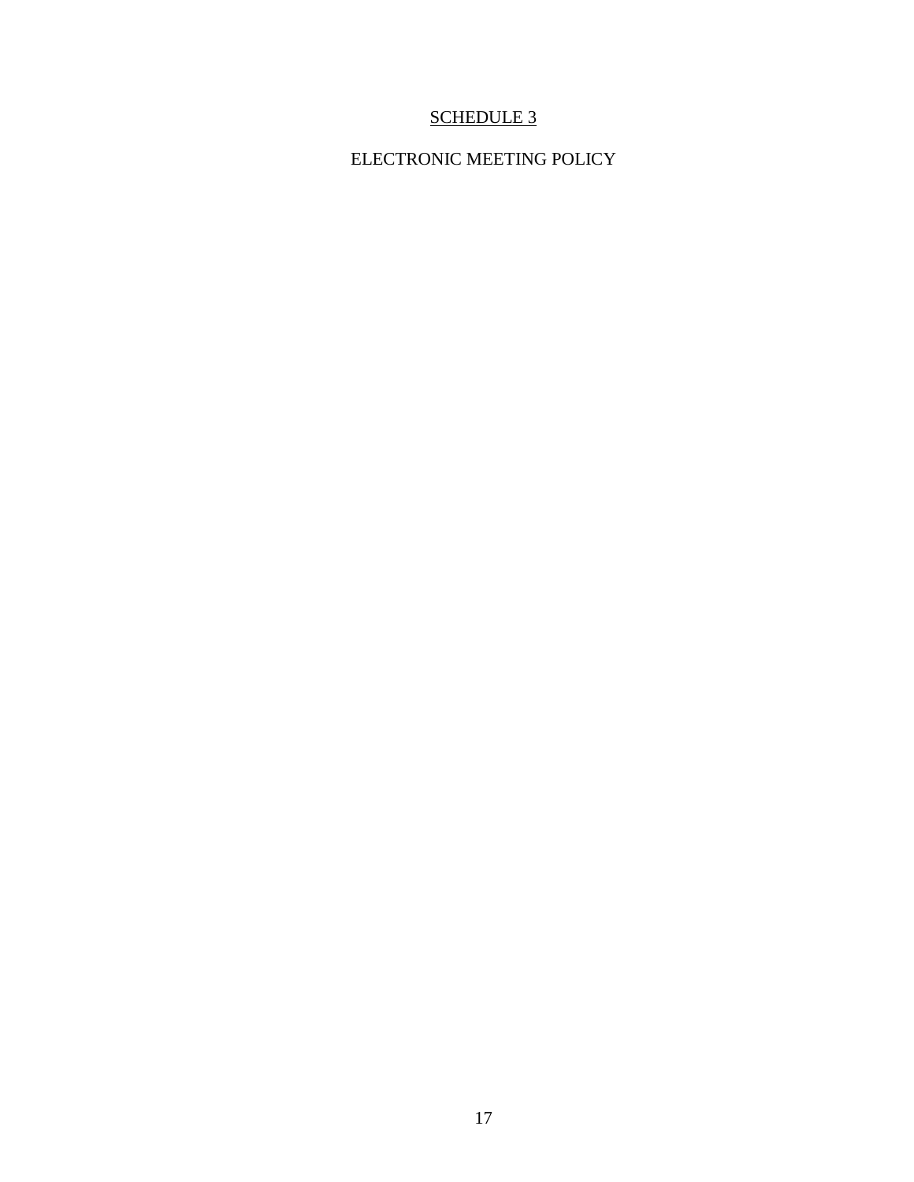# SCHEDULE 3

## ELECTRONIC MEETING POLICY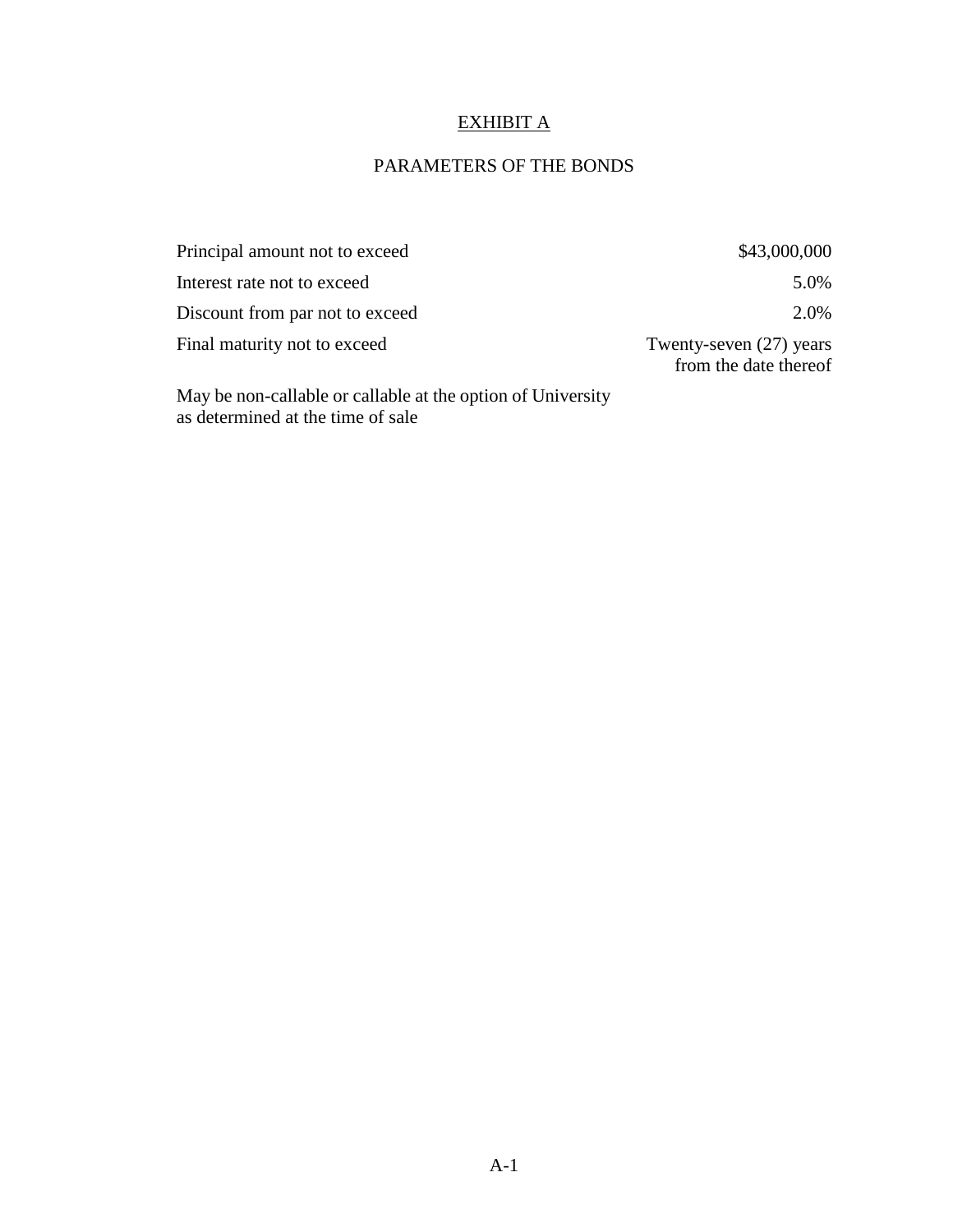# EXHIBIT A

## PARAMETERS OF THE BONDS

| | |
|---|---|
| Principal amount not to exceed | $43,000,000 |
| Interest rate not to exceed | 5.0% |
| Discount from par not to exceed | 2.0% |
| Final maturity not to exceed | Twenty-seven (27) years from the date thereof |

May be non-callable or callable at the option of University as determined at the time of sale